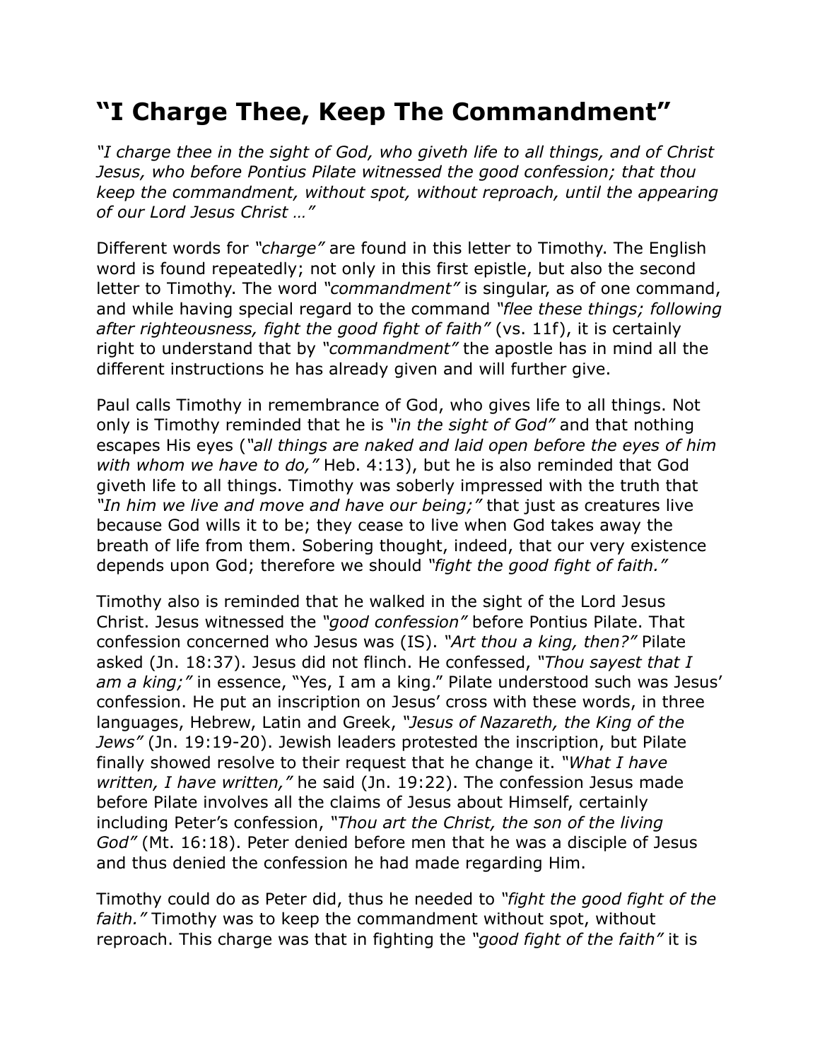# "I Charge Thee, Keep The Commandment"

*"I charge thee in the sight of God, who giveth life to all things, and of Christ Jesus, who before Pontius Pilate witnessed the good confession; that thou keep the commandment, without spot, without reproach, until the appearing of our Lord Jesus Christ …"*

Different words for *"charge"* are found in this letter to Timothy. The English word is found repeatedly; not only in this first epistle, but also the second letter to Timothy. The word *"commandment"* is singular, as of one command, and while having special regard to the command *"flee these things; following after righteousness, fight the good fight of faith"* (vs. 11f), it is certainly right to understand that by *"commandment"* the apostle has in mind all the different instructions he has already given and will further give.

Paul calls Timothy in remembrance of God, who gives life to all things. Not only is Timothy reminded that he is *"in the sight of God"* and that nothing escapes His eyes (*"all things are naked and laid open before the eyes of him with whom we have to do,"* Heb. 4:13), but he is also reminded that God giveth life to all things. Timothy was soberly impressed with the truth that *"In him we live and move and have our being;"* that just as creatures live because God wills it to be; they cease to live when God takes away the breath of life from them. Sobering thought, indeed, that our very existence depends upon God; therefore we should *"fight the good fight of faith."*

Timothy also is reminded that he walked in the sight of the Lord Jesus Christ. Jesus witnessed the *"good confession"* before Pontius Pilate. That confession concerned who Jesus was (IS). *"Art thou a king, then?"* Pilate asked (Jn. 18:37). Jesus did not flinch. He confessed, *"Thou sayest that I am a king;"* in essence, "Yes, I am a king." Pilate understood such was Jesus' confession. He put an inscription on Jesus' cross with these words, in three languages, Hebrew, Latin and Greek, *"Jesus of Nazareth, the King of the Jews"* (Jn. 19:19-20). Jewish leaders protested the inscription, but Pilate finally showed resolve to their request that he change it. *"What I have written, I have written,"* he said (Jn. 19:22). The confession Jesus made before Pilate involves all the claims of Jesus about Himself, certainly including Peter's confession, *"Thou art the Christ, the son of the living God"* (Mt. 16:18). Peter denied before men that he was a disciple of Jesus and thus denied the confession he had made regarding Him.

Timothy could do as Peter did, thus he needed to *"fight the good fight of the faith."* Timothy was to keep the commandment without spot, without reproach. This charge was that in fighting the *"good fight of the faith"* it is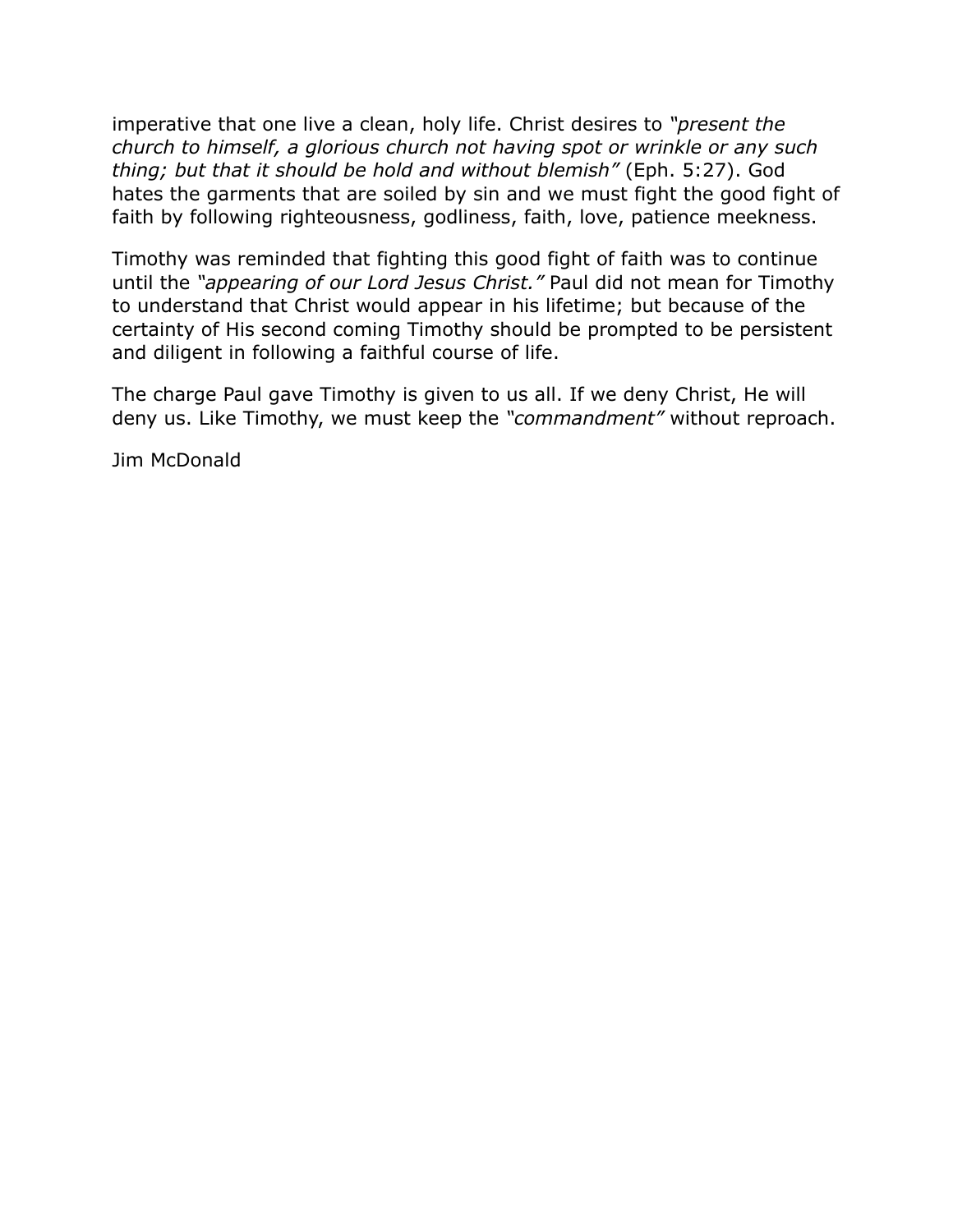imperative that one live a clean, holy life. Christ desires to *"present the church to himself, a glorious church not having spot or wrinkle or any such thing; but that it should be hold and without blemish"* (Eph. 5:27). God hates the garments that are soiled by sin and we must fight the good fight of faith by following righteousness, godliness, faith, love, patience meekness.

Timothy was reminded that fighting this good fight of faith was to continue until the *"appearing of our Lord Jesus Christ."* Paul did not mean for Timothy to understand that Christ would appear in his lifetime; but because of the certainty of His second coming Timothy should be prompted to be persistent and diligent in following a faithful course of life.

The charge Paul gave Timothy is given to us all. If we deny Christ, He will deny us. Like Timothy, we must keep the *"commandment"* without reproach.

Jim McDonald